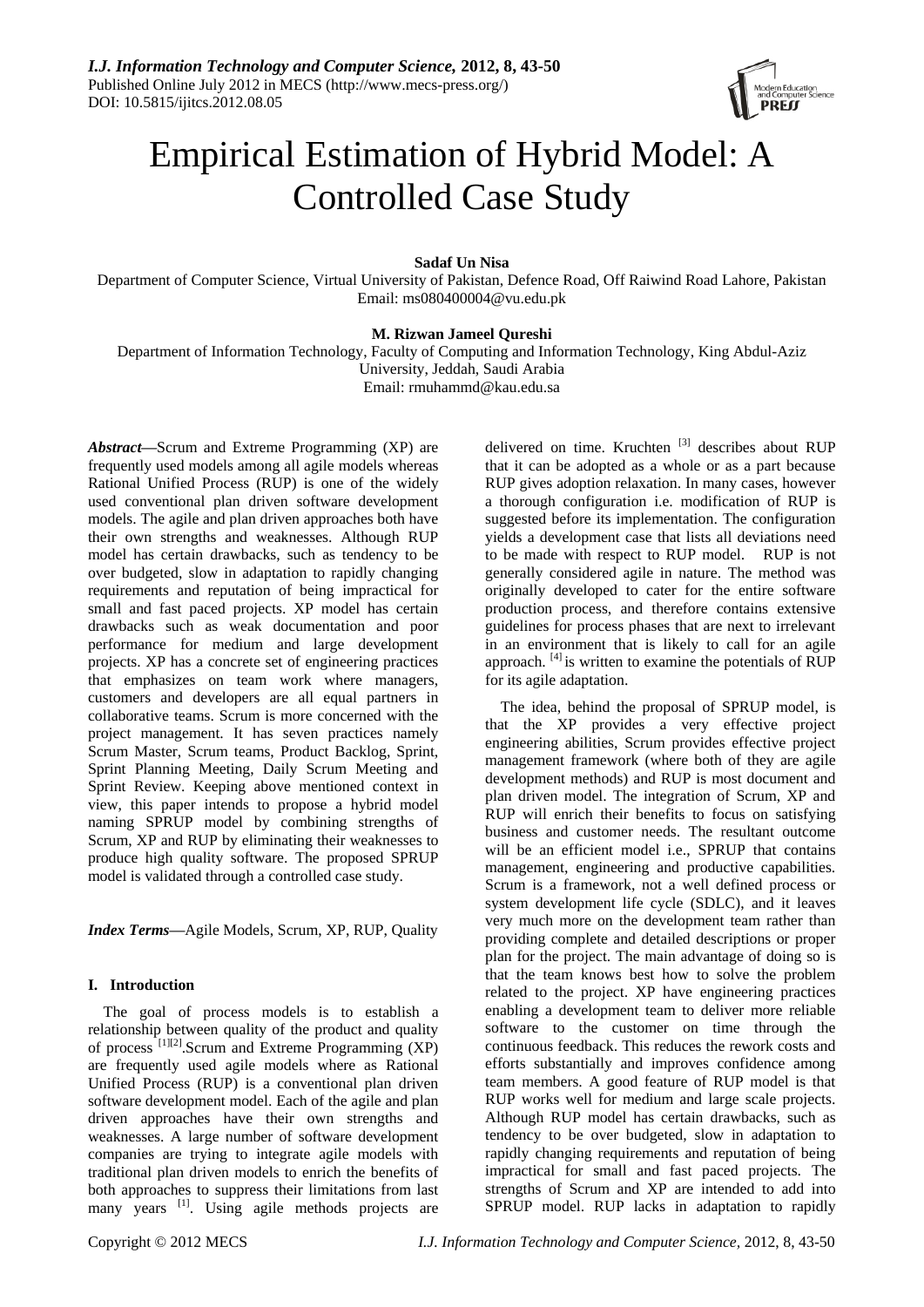# Empirical Estimation of Hybrid Model: A Controlled Case Study

**Sadaf Un Nisa**

Department of Computer Science, Virtual University of Pakistan, Defence Road, Off Raiwind Road Lahore, Pakistan
Email: ms080400004@vu.edu.pk

**M. Rizwan Jameel Qureshi**

Department of Information Technology, Faculty of Computing and Information Technology, King Abdul-Aziz University, Jeddah, Saudi Arabia
Email: rmuhammd@kau.edu.sa

***Abstract*—**Scrum and Extreme Programming (XP) are frequently used models among all agile models whereas Rational Unified Process (RUP) is one of the widely used conventional plan driven software development models. The agile and plan driven approaches both have their own strengths and weaknesses. Although RUP model has certain drawbacks, such as tendency to be over budgeted, slow in adaptation to rapidly changing requirements and reputation of being impractical for small and fast paced projects. XP model has certain drawbacks such as weak documentation and poor performance for medium and large development projects. XP has a concrete set of engineering practices that emphasizes on team work where managers, customers and developers are all equal partners in collaborative teams. Scrum is more concerned with the project management. It has seven practices namely Scrum Master, Scrum teams, Product Backlog, Sprint, Sprint Planning Meeting, Daily Scrum Meeting and Sprint Review. Keeping above mentioned context in view, this paper intends to propose a hybrid model naming SPRUP model by combining strengths of Scrum, XP and RUP by eliminating their weaknesses to produce high quality software. The proposed SPRUP model is validated through a controlled case study.

***Index Terms*—**Agile Models, Scrum, XP, RUP, Quality

## I. Introduction

The goal of process models is to establish a relationship between quality of the product and quality of process [1][2].Scrum and Extreme Programming (XP) are frequently used agile models where as Rational Unified Process (RUP) is a conventional plan driven software development model. Each of the agile and plan driven approaches have their own strengths and weaknesses. A large number of software development companies are trying to integrate agile models with traditional plan driven models to enrich the benefits of both approaches to suppress their limitations from last many years [1]. Using agile methods projects are delivered on time. Kruchten [3] describes about RUP that it can be adopted as a whole or as a part because RUP gives adoption relaxation. In many cases, however a thorough configuration i.e. modification of RUP is suggested before its implementation. The configuration yields a development case that lists all deviations need to be made with respect to RUP model. RUP is not generally considered agile in nature. The method was originally developed to cater for the entire software production process, and therefore contains extensive guidelines for process phases that are next to irrelevant in an environment that is likely to call for an agile approach. [4] is written to examine the potentials of RUP for its agile adaptation.

The idea, behind the proposal of SPRUP model, is that the XP provides a very effective project engineering abilities, Scrum provides effective project management framework (where both of they are agile development methods) and RUP is most document and plan driven model. The integration of Scrum, XP and RUP will enrich their benefits to focus on satisfying business and customer needs. The resultant outcome will be an efficient model i.e., SPRUP that contains management, engineering and productive capabilities. Scrum is a framework, not a well defined process or system development life cycle (SDLC), and it leaves very much more on the development team rather than providing complete and detailed descriptions or proper plan for the project. The main advantage of doing so is that the team knows best how to solve the problem related to the project. XP have engineering practices enabling a development team to deliver more reliable software to the customer on time through the continuous feedback. This reduces the rework costs and efforts substantially and improves confidence among team members. A good feature of RUP model is that RUP works well for medium and large scale projects. Although RUP model has certain drawbacks, such as tendency to be over budgeted, slow in adaptation to rapidly changing requirements and reputation of being impractical for small and fast paced projects. The strengths of Scrum and XP are intended to add into SPRUP model. RUP lacks in adaptation to rapidly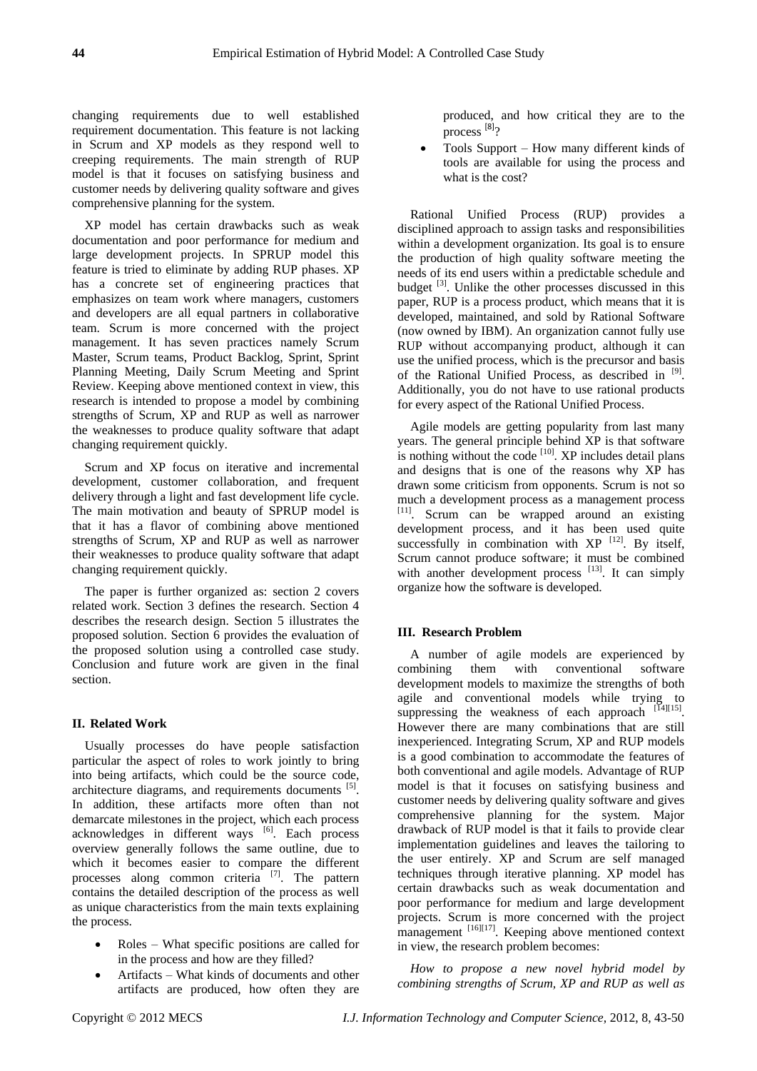changing requirements due to well established requirement documentation. This feature is not lacking in Scrum and XP models as they respond well to creeping requirements. The main strength of RUP model is that it focuses on satisfying business and customer needs by delivering quality software and gives comprehensive planning for the system.

XP model has certain drawbacks such as weak documentation and poor performance for medium and large development projects. In SPRUP model this feature is tried to eliminate by adding RUP phases. XP has a concrete set of engineering practices that emphasizes on team work where managers, customers and developers are all equal partners in collaborative team. Scrum is more concerned with the project management. It has seven practices namely Scrum Master, Scrum teams, Product Backlog, Sprint, Sprint Planning Meeting, Daily Scrum Meeting and Sprint Review. Keeping above mentioned context in view, this research is intended to propose a model by combining strengths of Scrum, XP and RUP as well as narrower the weaknesses to produce quality software that adapt changing requirement quickly.

Scrum and XP focus on iterative and incremental development, customer collaboration, and frequent delivery through a light and fast development life cycle. The main motivation and beauty of SPRUP model is that it has a flavor of combining above mentioned strengths of Scrum, XP and RUP as well as narrower their weaknesses to produce quality software that adapt changing requirement quickly.

The paper is further organized as: section 2 covers related work. Section 3 defines the research. Section 4 describes the research design. Section 5 illustrates the proposed solution. Section 6 provides the evaluation of the proposed solution using a controlled case study. Conclusion and future work are given in the final section.

## II. Related Work

Usually processes do have people satisfaction particular the aspect of roles to work jointly to bring into being artifacts, which could be the source code, architecture diagrams, and requirements documents [5]. In addition, these artifacts more often than not demarcate milestones in the project, which each process acknowledges in different ways [6]. Each process overview generally follows the same outline, due to which it becomes easier to compare the different processes along common criteria [7]. The pattern contains the detailed description of the process as well as unique characteristics from the main texts explaining the process.

- Roles – What specific positions are called for in the process and how are they filled?
- Artifacts – What kinds of documents and other artifacts are produced, how often they are produced, and how critical they are to the process [8]?
- Tools Support – How many different kinds of tools are available for using the process and what is the cost?

Rational Unified Process (RUP) provides a disciplined approach to assign tasks and responsibilities within a development organization. Its goal is to ensure the production of high quality software meeting the needs of its end users within a predictable schedule and budget [3]. Unlike the other processes discussed in this paper, RUP is a process product, which means that it is developed, maintained, and sold by Rational Software (now owned by IBM). An organization cannot fully use RUP without accompanying product, although it can use the unified process, which is the precursor and basis of the Rational Unified Process, as described in [9]. Additionally, you do not have to use rational products for every aspect of the Rational Unified Process.

Agile models are getting popularity from last many years. The general principle behind XP is that software is nothing without the code [10]. XP includes detail plans and designs that is one of the reasons why XP has drawn some criticism from opponents. Scrum is not so much a development process as a management process [11]. Scrum can be wrapped around an existing development process, and it has been used quite successfully in combination with XP [12]. By itself, Scrum cannot produce software; it must be combined with another development process [13]. It can simply organize how the software is developed.

## III. Research Problem

A number of agile models are experienced by combining them with conventional software development models to maximize the strengths of both agile and conventional models while trying to suppressing the weakness of each approach [14][15]. However there are many combinations that are still inexperienced. Integrating Scrum, XP and RUP models is a good combination to accommodate the features of both conventional and agile models. Advantage of RUP model is that it focuses on satisfying business and customer needs by delivering quality software and gives comprehensive planning for the system. Major drawback of RUP model is that it fails to provide clear implementation guidelines and leaves the tailoring to the user entirely. XP and Scrum are self managed techniques through iterative planning. XP model has certain drawbacks such as weak documentation and poor performance for medium and large development projects. Scrum is more concerned with the project management [16][17]. Keeping above mentioned context in view, the research problem becomes:

*How to propose a new novel hybrid model by combining strengths of Scrum, XP and RUP as well as*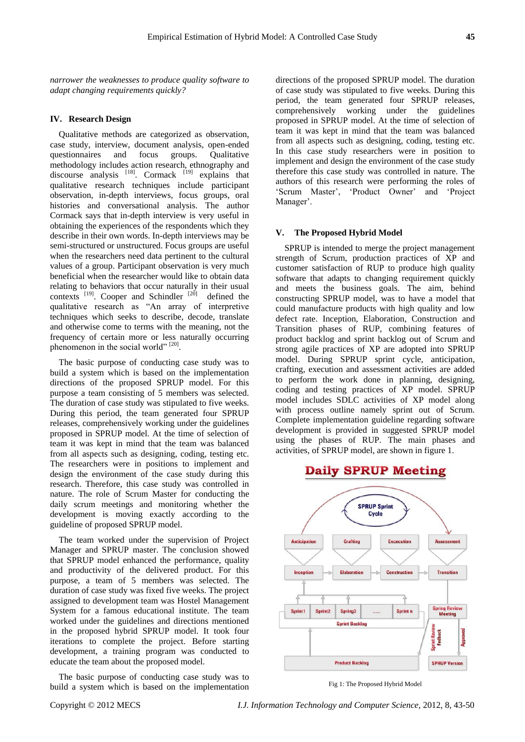*narrower the weaknesses to produce quality software to adapt changing requirements quickly?*

## IV. Research Design

Qualitative methods are categorized as observation, case study, interview, document analysis, open-ended questionnaires and focus groups. Qualitative methodology includes action research, ethnography and discourse analysis [18]. Cormack [19] explains that qualitative research techniques include participant observation, in-depth interviews, focus groups, oral histories and conversational analysis. The author Cormack says that in-depth interview is very useful in obtaining the experiences of the respondents which they describe in their own words. In-depth interviews may be semi-structured or unstructured. Focus groups are useful when the researchers need data pertinent to the cultural values of a group. Participant observation is very much beneficial when the researcher would like to obtain data relating to behaviors that occur naturally in their usual contexts [19]. Cooper and Schindler [20] defined the qualitative research as "An array of interpretive techniques which seeks to describe, decode, translate and otherwise come to terms with the meaning, not the frequency of certain more or less naturally occurring phenomenon in the social world" [20].

The basic purpose of conducting case study was to build a system which is based on the implementation directions of the proposed SPRUP model. For this purpose a team consisting of 5 members was selected. The duration of case study was stipulated to five weeks. During this period, the team generated four SPRUP releases, comprehensively working under the guidelines proposed in SPRUP model. At the time of selection of team it was kept in mind that the team was balanced from all aspects such as designing, coding, testing etc. The researchers were in positions to implement and design the environment of the case study during this research. Therefore, this case study was controlled in nature. The role of Scrum Master for conducting the daily scrum meetings and monitoring whether the development is moving exactly according to the guideline of proposed SPRUP model.

The team worked under the supervision of Project Manager and SPRUP master. The conclusion showed that SPRUP model enhanced the performance, quality and productivity of the delivered product. For this purpose, a team of 5 members was selected. The duration of case study was fixed five weeks. The project assigned to development team was Hostel Management System for a famous educational institute. The team worked under the guidelines and directions mentioned in the proposed hybrid SPRUP model. It took four iterations to complete the project. Before starting development, a training program was conducted to educate the team about the proposed model.

The basic purpose of conducting case study was to build a system which is based on the implementation directions of the proposed SPRUP model. The duration of case study was stipulated to five weeks. During this period, the team generated four SPRUP releases, comprehensively working under the guidelines proposed in SPRUP model. At the time of selection of team it was kept in mind that the team was balanced from all aspects such as designing, coding, testing etc. In this case study researchers were in position to implement and design the environment of the case study therefore this case study was controlled in nature. The authors of this research were performing the roles of 'Scrum Master', 'Product Owner' and 'Project Manager'.

## V. The Proposed Hybrid Model

SPRUP is intended to merge the project management strength of Scrum, production practices of XP and customer satisfaction of RUP to produce high quality software that adapts to changing requirement quickly and meets the business goals. The aim, behind constructing SPRUP model, was to have a model that could manufacture products with high quality and low defect rate. Inception, Elaboration, Construction and Transition phases of RUP, combining features of product backlog and sprint backlog out of Scrum and strong agile practices of XP are adopted into SPRUP model. During SPRUP sprint cycle, anticipation, crafting, execution and assessment activities are added to perform the work done in planning, designing, coding and testing practices of XP model. SPRUP model includes SDLC activities of XP model along with process outline namely sprint out of Scrum. Complete implementation guideline regarding software development is provided in suggested SPRUP model using the phases of RUP. The main phases and activities, of SPRUP model, are shown in figure 1.

Fig 1: The Proposed Hybrid Model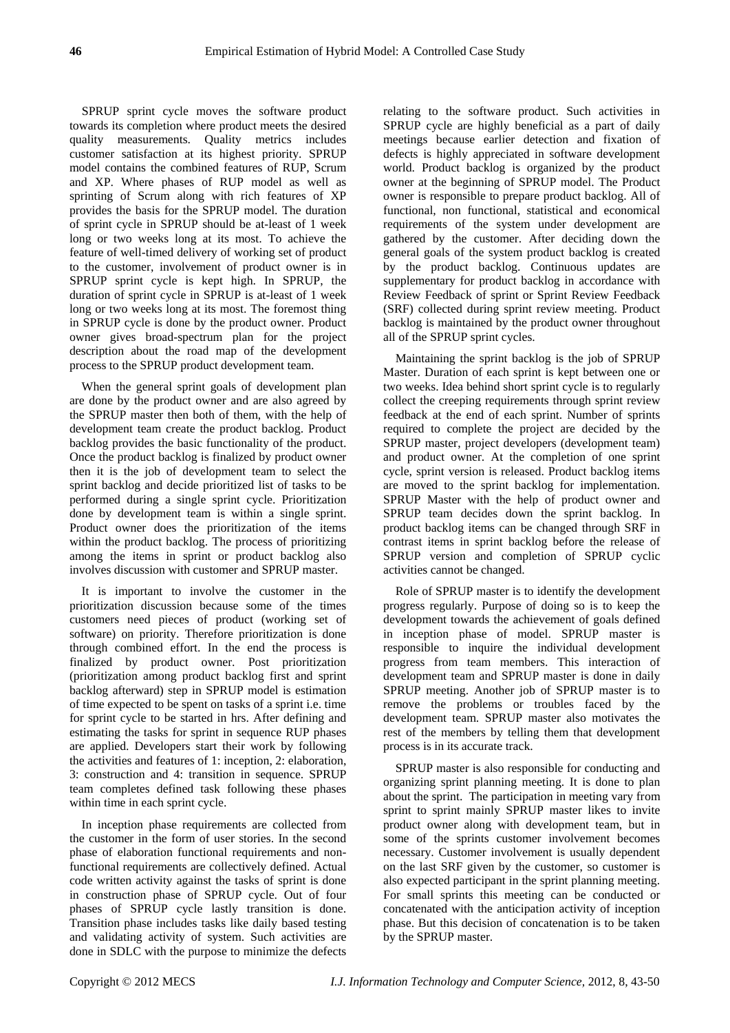SPRUP sprint cycle moves the software product towards its completion where product meets the desired quality measurements. Quality metrics includes customer satisfaction at its highest priority. SPRUP model contains the combined features of RUP, Scrum and XP. Where phases of RUP model as well as sprinting of Scrum along with rich features of XP provides the basis for the SPRUP model. The duration of sprint cycle in SPRUP should be at-least of 1 week long or two weeks long at its most. To achieve the feature of well-timed delivery of working set of product to the customer, involvement of product owner is in SPRUP sprint cycle is kept high. In SPRUP, the duration of sprint cycle in SPRUP is at-least of 1 week long or two weeks long at its most. The foremost thing in SPRUP cycle is done by the product owner. Product owner gives broad-spectrum plan for the project description about the road map of the development process to the SPRUP product development team.

When the general sprint goals of development plan are done by the product owner and are also agreed by the SPRUP master then both of them, with the help of development team create the product backlog. Product backlog provides the basic functionality of the product. Once the product backlog is finalized by product owner then it is the job of development team to select the sprint backlog and decide prioritized list of tasks to be performed during a single sprint cycle. Prioritization done by development team is within a single sprint. Product owner does the prioritization of the items within the product backlog. The process of prioritizing among the items in sprint or product backlog also involves discussion with customer and SPRUP master.

It is important to involve the customer in the prioritization discussion because some of the times customers need pieces of product (working set of software) on priority. Therefore prioritization is done through combined effort. In the end the process is finalized by product owner. Post prioritization (prioritization among product backlog first and sprint backlog afterward) step in SPRUP model is estimation of time expected to be spent on tasks of a sprint i.e. time for sprint cycle to be started in hrs. After defining and estimating the tasks for sprint in sequence RUP phases are applied. Developers start their work by following the activities and features of 1: inception, 2: elaboration, 3: construction and 4: transition in sequence. SPRUP team completes defined task following these phases within time in each sprint cycle.

In inception phase requirements are collected from the customer in the form of user stories. In the second phase of elaboration functional requirements and non-functional requirements are collectively defined. Actual code written activity against the tasks of sprint is done in construction phase of SPRUP cycle. Out of four phases of SPRUP cycle lastly transition is done. Transition phase includes tasks like daily based testing and validating activity of system. Such activities are done in SDLC with the purpose to minimize the defects relating to the software product. Such activities in SPRUP cycle are highly beneficial as a part of daily meetings because earlier detection and fixation of defects is highly appreciated in software development world. Product backlog is organized by the product owner at the beginning of SPRUP model. The Product owner is responsible to prepare product backlog. All of functional, non functional, statistical and economical requirements of the system under development are gathered by the customer. After deciding down the general goals of the system product backlog is created by the product backlog. Continuous updates are supplementary for product backlog in accordance with Review Feedback of sprint or Sprint Review Feedback (SRF) collected during sprint review meeting. Product backlog is maintained by the product owner throughout all of the SPRUP sprint cycles.

Maintaining the sprint backlog is the job of SPRUP Master. Duration of each sprint is kept between one or two weeks. Idea behind short sprint cycle is to regularly collect the creeping requirements through sprint review feedback at the end of each sprint. Number of sprints required to complete the project are decided by the SPRUP master, project developers (development team) and product owner. At the completion of one sprint cycle, sprint version is released. Product backlog items are moved to the sprint backlog for implementation. SPRUP Master with the help of product owner and SPRUP team decides down the sprint backlog. In product backlog items can be changed through SRF in contrast items in sprint backlog before the release of SPRUP version and completion of SPRUP cyclic activities cannot be changed.

Role of SPRUP master is to identify the development progress regularly. Purpose of doing so is to keep the development towards the achievement of goals defined in inception phase of model. SPRUP master is responsible to inquire the individual development progress from team members. This interaction of development team and SPRUP master is done in daily SPRUP meeting. Another job of SPRUP master is to remove the problems or troubles faced by the development team. SPRUP master also motivates the rest of the members by telling them that development process is in its accurate track.

SPRUP master is also responsible for conducting and organizing sprint planning meeting. It is done to plan about the sprint. The participation in meeting vary from sprint to sprint mainly SPRUP master likes to invite product owner along with development team, but in some of the sprints customer involvement becomes necessary. Customer involvement is usually dependent on the last SRF given by the customer, so customer is also expected participant in the sprint planning meeting. For small sprints this meeting can be conducted or concatenated with the anticipation activity of inception phase. But this decision of concatenation is to be taken by the SPRUP master.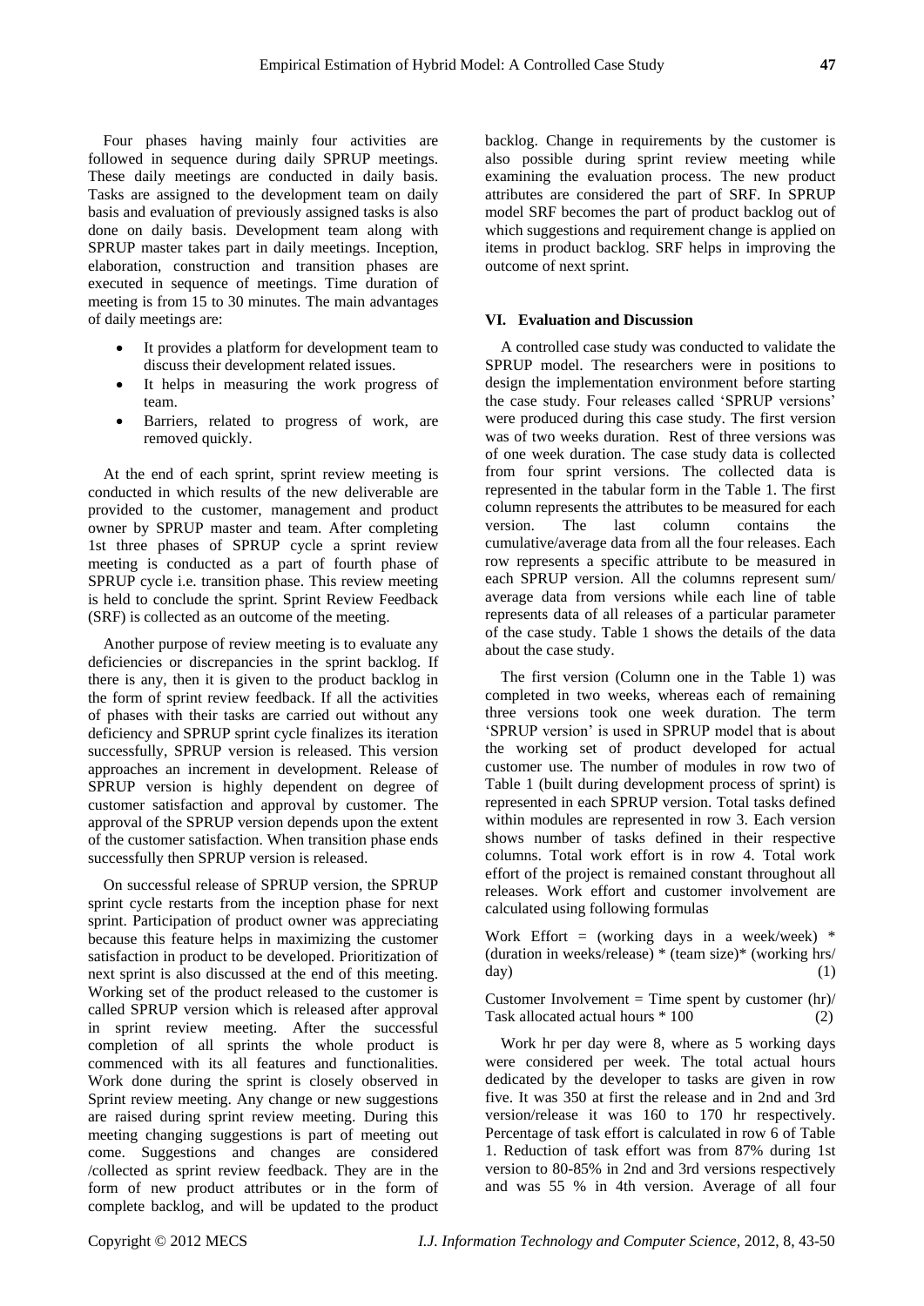Four phases having mainly four activities are followed in sequence during daily SPRUP meetings. These daily meetings are conducted in daily basis. Tasks are assigned to the development team on daily basis and evaluation of previously assigned tasks is also done on daily basis. Development team along with SPRUP master takes part in daily meetings. Inception, elaboration, construction and transition phases are executed in sequence of meetings. Time duration of meeting is from 15 to 30 minutes. The main advantages of daily meetings are:

- It provides a platform for development team to discuss their development related issues.
- It helps in measuring the work progress of team.
- Barriers, related to progress of work, are removed quickly.

At the end of each sprint, sprint review meeting is conducted in which results of the new deliverable are provided to the customer, management and product owner by SPRUP master and team. After completing 1st three phases of SPRUP cycle a sprint review meeting is conducted as a part of fourth phase of SPRUP cycle i.e. transition phase. This review meeting is held to conclude the sprint. Sprint Review Feedback (SRF) is collected as an outcome of the meeting.

Another purpose of review meeting is to evaluate any deficiencies or discrepancies in the sprint backlog. If there is any, then it is given to the product backlog in the form of sprint review feedback. If all the activities of phases with their tasks are carried out without any deficiency and SPRUP sprint cycle finalizes its iteration successfully, SPRUP version is released. This version approaches an increment in development. Release of SPRUP version is highly dependent on degree of customer satisfaction and approval by customer. The approval of the SPRUP version depends upon the extent of the customer satisfaction. When transition phase ends successfully then SPRUP version is released.

On successful release of SPRUP version, the SPRUP sprint cycle restarts from the inception phase for next sprint. Participation of product owner was appreciating because this feature helps in maximizing the customer satisfaction in product to be developed. Prioritization of next sprint is also discussed at the end of this meeting. Working set of the product released to the customer is called SPRUP version which is released after approval in sprint review meeting. After the successful completion of all sprints the whole product is commenced with its all features and functionalities. Work done during the sprint is closely observed in Sprint review meeting. Any change or new suggestions are raised during sprint review meeting. During this meeting changing suggestions is part of meeting out come. Suggestions and changes are considered /collected as sprint review feedback. They are in the form of new product attributes or in the form of complete backlog, and will be updated to the product backlog. Change in requirements by the customer is also possible during sprint review meeting while examining the evaluation process. The new product attributes are considered the part of SRF. In SPRUP model SRF becomes the part of product backlog out of which suggestions and requirement change is applied on items in product backlog. SRF helps in improving the outcome of next sprint.

## VI. Evaluation and Discussion

A controlled case study was conducted to validate the SPRUP model. The researchers were in positions to design the implementation environment before starting the case study. Four releases called 'SPRUP versions' were produced during this case study. The first version was of two weeks duration. Rest of three versions was of one week duration. The case study data is collected from four sprint versions. The collected data is represented in the tabular form in the Table 1. The first column represents the attributes to be measured for each version. The last column contains the cumulative/average data from all the four releases. Each row represents a specific attribute to be measured in each SPRUP version. All the columns represent sum/ average data from versions while each line of table represents data of all releases of a particular parameter of the case study. Table 1 shows the details of the data about the case study.

The first version (Column one in the Table 1) was completed in two weeks, whereas each of remaining three versions took one week duration. The term 'SPRUP version' is used in SPRUP model that is about the working set of product developed for actual customer use. The number of modules in row two of Table 1 (built during development process of sprint) is represented in each SPRUP version. Total tasks defined within modules are represented in row 3. Each version shows number of tasks defined in their respective columns. Total work effort is in row 4. Total work effort of the project is remained constant throughout all releases. Work effort and customer involvement are calculated using following formulas

Work Effort = (working days in a week/week) * (duration in weeks/release) * (team size)* (working hrs/ day) (1)

Customer Involvement = Time spent by customer (hr)/ Task allocated actual hours * 100 (2)

Work hr per day were 8, where as 5 working days were considered per week. The total actual hours dedicated by the developer to tasks are given in row five. It was 350 at first the release and in 2nd and 3rd version/release it was 160 to 170 hr respectively. Percentage of task effort is calculated in row 6 of Table 1. Reduction of task effort was from 87% during 1st version to 80-85% in 2nd and 3rd versions respectively and was 55 % in 4th version. Average of all four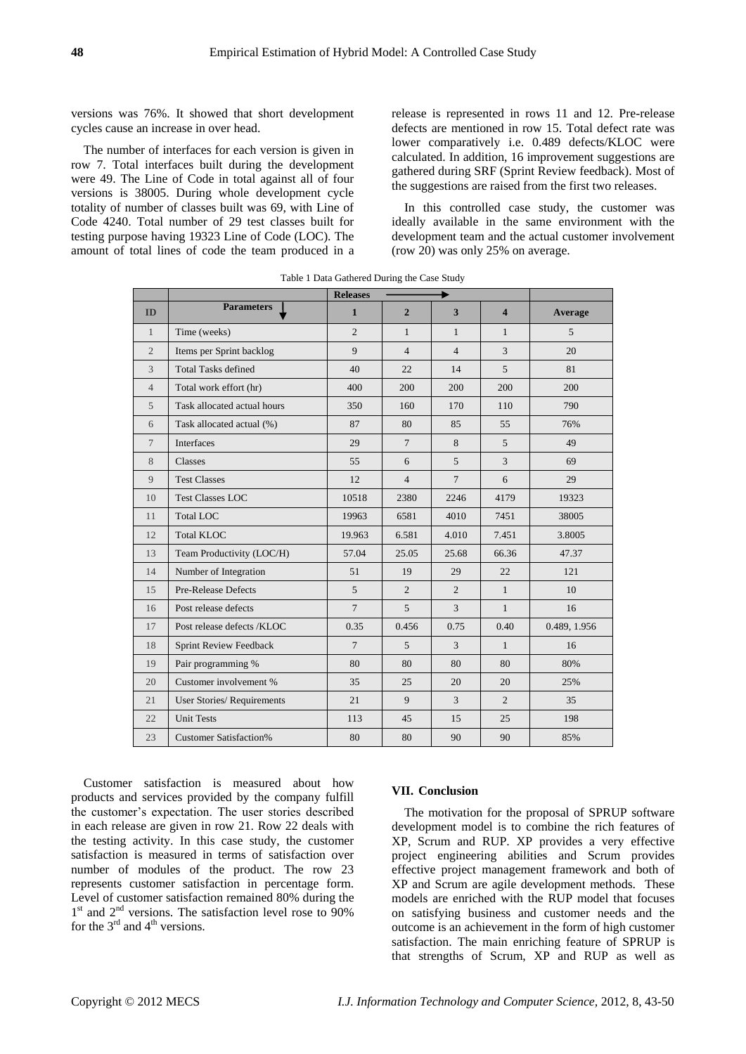versions was 76%. It showed that short development cycles cause an increase in over head.

The number of interfaces for each version is given in row 7. Total interfaces built during the development were 49. The Line of Code in total against all of four versions is 38005. During whole development cycle totality of number of classes built was 69, with Line of Code 4240. Total number of 29 test classes built for testing purpose having 19323 Line of Code (LOC). The amount of total lines of code the team produced in a release is represented in rows 11 and 12. Pre-release defects are mentioned in row 15. Total defect rate was lower comparatively i.e. 0.489 defects/KLOC were calculated. In addition, 16 improvement suggestions are gathered during SRF (Sprint Review feedback). Most of the suggestions are raised from the first two releases.

In this controlled case study, the customer was ideally available in the same environment with the development team and the actual customer involvement (row 20) was only 25% on average.

Table 1 Data Gathered During the Case Study

| | | Releases → | | | | |
|---|---|---|---|---|---|---|
| **ID** | **Parameters ↓** | **1** | **2** | **3** | **4** | **Average** |
| 1 | Time (weeks) | 2 | 1 | 1 | 1 | 5 |
| 2 | Items per Sprint backlog | 9 | 4 | 4 | 3 | 20 |
| 3 | Total Tasks defined | 40 | 22 | 14 | 5 | 81 |
| 4 | Total work effort (hr) | 400 | 200 | 200 | 200 | 200 |
| 5 | Task allocated actual hours | 350 | 160 | 170 | 110 | 790 |
| 6 | Task allocated actual (%) | 87 | 80 | 85 | 55 | 76% |
| 7 | Interfaces | 29 | 7 | 8 | 5 | 49 |
| 8 | Classes | 55 | 6 | 5 | 3 | 69 |
| 9 | Test Classes | 12 | 4 | 7 | 6 | 29 |
| 10 | Test Classes LOC | 10518 | 2380 | 2246 | 4179 | 19323 |
| 11 | Total LOC | 19963 | 6581 | 4010 | 7451 | 38005 |
| 12 | Total KLOC | 19.963 | 6.581 | 4.010 | 7.451 | 3.8005 |
| 13 | Team Productivity (LOC/H) | 57.04 | 25.05 | 25.68 | 66.36 | 47.37 |
| 14 | Number of Integration | 51 | 19 | 29 | 22 | 121 |
| 15 | Pre-Release Defects | 5 | 2 | 2 | 1 | 10 |
| 16 | Post release defects | 7 | 5 | 3 | 1 | 16 |
| 17 | Post release defects /KLOC | 0.35 | 0.456 | 0.75 | 0.40 | 0.489, 1.956 |
| 18 | Sprint Review Feedback | 7 | 5 | 3 | 1 | 16 |
| 19 | Pair programming % | 80 | 80 | 80 | 80 | 80% |
| 20 | Customer involvement % | 35 | 25 | 20 | 20 | 25% |
| 21 | User Stories/ Requirements | 21 | 9 | 3 | 2 | 35 |
| 22 | Unit Tests | 113 | 45 | 15 | 25 | 198 |
| 23 | Customer Satisfaction% | 80 | 80 | 90 | 90 | 85% |

Customer satisfaction is measured about how products and services provided by the company fulfill the customer's expectation. The user stories described in each release are given in row 21. Row 22 deals with the testing activity. In this case study, the customer satisfaction is measured in terms of satisfaction over number of modules of the product. The row 23 represents customer satisfaction in percentage form. Level of customer satisfaction remained 80% during the 1st and 2nd versions. The satisfaction level rose to 90% for the 3rd and 4th versions.

## VII. Conclusion

The motivation for the proposal of SPRUP software development model is to combine the rich features of XP, Scrum and RUP. XP provides a very effective project engineering abilities and Scrum provides effective project management framework and both of XP and Scrum are agile development methods. These models are enriched with the RUP model that focuses on satisfying business and customer needs and the outcome is an achievement in the form of high customer satisfaction. The main enriching feature of SPRUP is that strengths of Scrum, XP and RUP as well as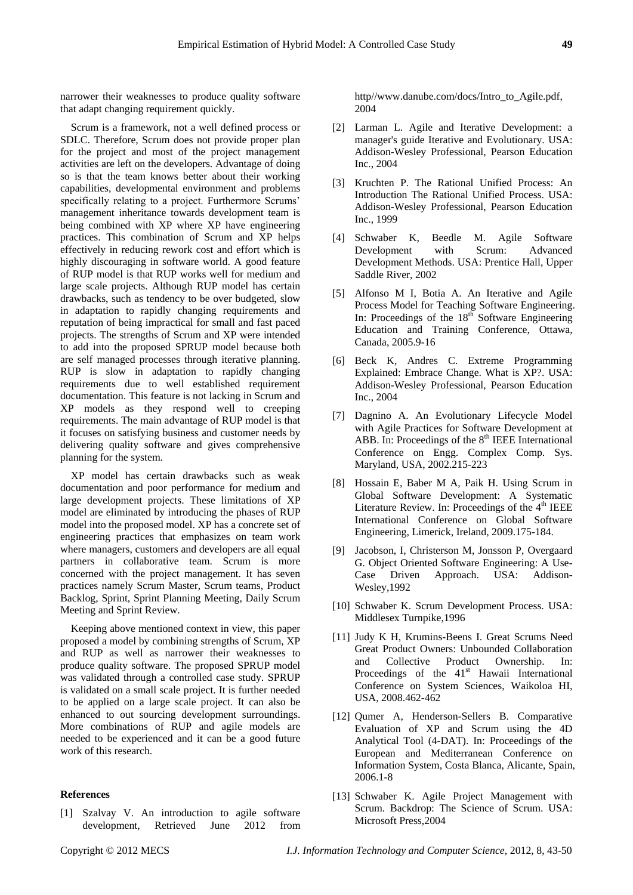narrower their weaknesses to produce quality software that adapt changing requirement quickly.

Scrum is a framework, not a well defined process or SDLC. Therefore, Scrum does not provide proper plan for the project and most of the project management activities are left on the developers. Advantage of doing so is that the team knows better about their working capabilities, developmental environment and problems specifically relating to a project. Furthermore Scrums' management inheritance towards development team is being combined with XP where XP have engineering practices. This combination of Scrum and XP helps effectively in reducing rework cost and effort which is highly discouraging in software world. A good feature of RUP model is that RUP works well for medium and large scale projects. Although RUP model has certain drawbacks, such as tendency to be over budgeted, slow in adaptation to rapidly changing requirements and reputation of being impractical for small and fast paced projects. The strengths of Scrum and XP were intended to add into the proposed SPRUP model because both are self managed processes through iterative planning. RUP is slow in adaptation to rapidly changing requirements due to well established requirement documentation. This feature is not lacking in Scrum and XP models as they respond well to creeping requirements. The main advantage of RUP model is that it focuses on satisfying business and customer needs by delivering quality software and gives comprehensive planning for the system.

XP model has certain drawbacks such as weak documentation and poor performance for medium and large development projects. These limitations of XP model are eliminated by introducing the phases of RUP model into the proposed model. XP has a concrete set of engineering practices that emphasizes on team work where managers, customers and developers are all equal partners in collaborative team. Scrum is more concerned with the project management. It has seven practices namely Scrum Master, Scrum teams, Product Backlog, Sprint, Sprint Planning Meeting, Daily Scrum Meeting and Sprint Review.

Keeping above mentioned context in view, this paper proposed a model by combining strengths of Scrum, XP and RUP as well as narrower their weaknesses to produce quality software. The proposed SPRUP model was validated through a controlled case study. SPRUP is validated on a small scale project. It is further needed to be applied on a large scale project. It can also be enhanced to out sourcing development surroundings. More combinations of RUP and agile models are needed to be experienced and it can be a good future work of this research.

## References

[1] Szalvay V. An introduction to agile software development, Retrieved June 2012 from http//www.danube.com/docs/Intro_to_Agile.pdf, 2004

[2] Larman L. Agile and Iterative Development: a manager's guide Iterative and Evolutionary. USA: Addison-Wesley Professional, Pearson Education Inc., 2004

[3] Kruchten P. The Rational Unified Process: An Introduction The Rational Unified Process. USA: Addison-Wesley Professional, Pearson Education Inc., 1999

[4] Schwaber K, Beedle M. Agile Software Development with Scrum: Advanced Development Methods. USA: Prentice Hall, Upper Saddle River, 2002

[5] Alfonso M I, Botia A. An Iterative and Agile Process Model for Teaching Software Engineering. In: Proceedings of the 18th Software Engineering Education and Training Conference, Ottawa, Canada, 2005.9-16

[6] Beck K, Andres C. Extreme Programming Explained: Embrace Change. What is XP?. USA: Addison-Wesley Professional, Pearson Education Inc., 2004

[7] Dagnino A. An Evolutionary Lifecycle Model with Agile Practices for Software Development at ABB. In: Proceedings of the 8th IEEE International Conference on Engg. Complex Comp. Sys. Maryland, USA, 2002.215-223

[8] Hossain E, Baber M A, Paik H. Using Scrum in Global Software Development: A Systematic Literature Review. In: Proceedings of the 4th IEEE International Conference on Global Software Engineering, Limerick, Ireland, 2009.175-184.

[9] Jacobson, I, Christerson M, Jonsson P, Overgaard G. Object Oriented Software Engineering: A Use-Case Driven Approach. USA: Addison-Wesley,1992

[10] Schwaber K. Scrum Development Process. USA: Middlesex Turnpike,1996

[11] Judy K H, Krumins-Beens I. Great Scrums Need Great Product Owners: Unbounded Collaboration and Collective Product Ownership. In: Proceedings of the 41st Hawaii International Conference on System Sciences, Waikoloa HI, USA, 2008.462-462

[12] Qumer A, Henderson-Sellers B. Comparative Evaluation of XP and Scrum using the 4D Analytical Tool (4-DAT). In: Proceedings of the European and Mediterranean Conference on Information System, Costa Blanca, Alicante, Spain, 2006.1-8

[13] Schwaber K. Agile Project Management with Scrum. Backdrop: The Science of Scrum. USA: Microsoft Press,2004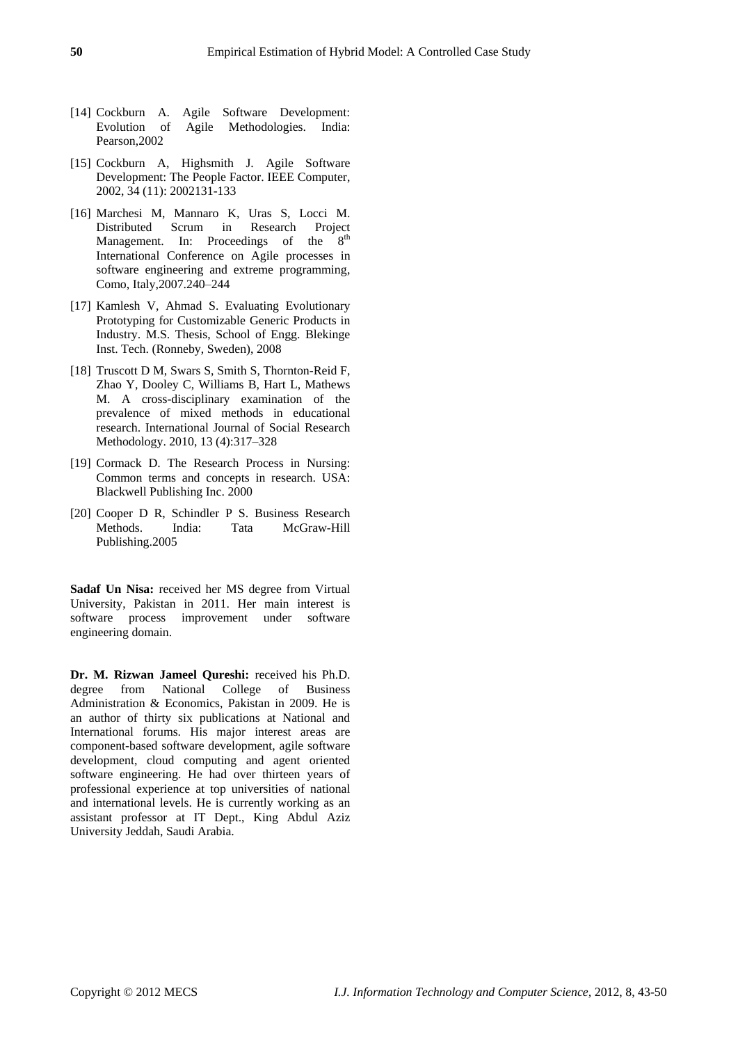[14] Cockburn A. Agile Software Development: Evolution of Agile Methodologies. India: Pearson,2002

[15] Cockburn A, Highsmith J. Agile Software Development: The People Factor. IEEE Computer, 2002, 34 (11): 2002131-133

[16] Marchesi M, Mannaro K, Uras S, Locci M. Distributed Scrum in Research Project Management. In: Proceedings of the 8th International Conference on Agile processes in software engineering and extreme programming, Como, Italy,2007.240–244

[17] Kamlesh V, Ahmad S. Evaluating Evolutionary Prototyping for Customizable Generic Products in Industry. M.S. Thesis, School of Engg. Blekinge Inst. Tech. (Ronneby, Sweden), 2008

[18] Truscott D M, Swars S, Smith S, Thornton-Reid F, Zhao Y, Dooley C, Williams B, Hart L, Mathews M. A cross-disciplinary examination of the prevalence of mixed methods in educational research. International Journal of Social Research Methodology. 2010, 13 (4):317–328

[19] Cormack D. The Research Process in Nursing: Common terms and concepts in research. USA: Blackwell Publishing Inc. 2000

[20] Cooper D R, Schindler P S. Business Research Methods. India: Tata McGraw-Hill Publishing.2005

**Sadaf Un Nisa:** received her MS degree from Virtual University, Pakistan in 2011. Her main interest is software process improvement under software engineering domain.

**Dr. M. Rizwan Jameel Qureshi:** received his Ph.D. degree from National College of Business Administration & Economics, Pakistan in 2009. He is an author of thirty six publications at National and International forums. His major interest areas are component-based software development, agile software development, cloud computing and agent oriented software engineering. He had over thirteen years of professional experience at top universities of national and international levels. He is currently working as an assistant professor at IT Dept., King Abdul Aziz University Jeddah, Saudi Arabia.